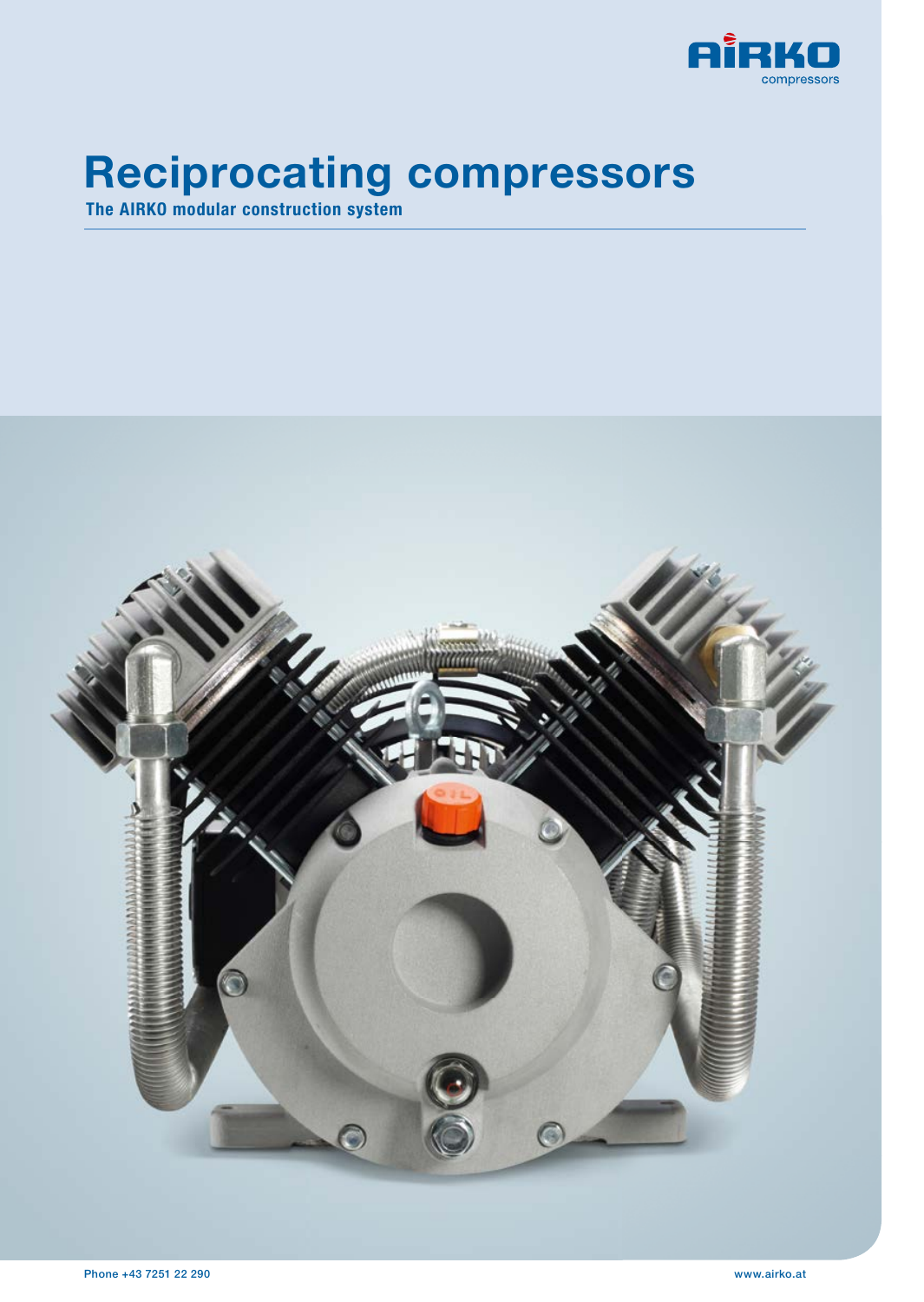AIRKO compressors

# Reciprocating compressors

**The AIRKO modular construction system**

Phone +43 7251 22 290

www.airko.at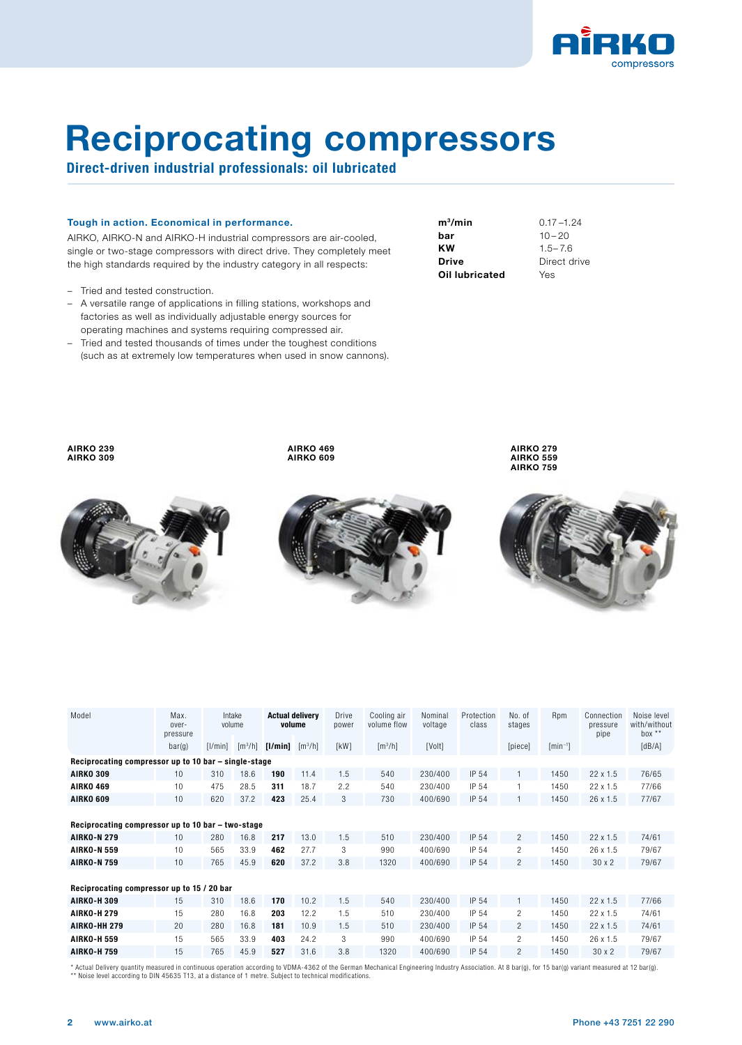# Reciprocating compressors

## Direct-driven industrial professionals: oil lubricated

**Tough in action. Economical in performance.**

AIRKO, AIRKO-N and AIRKO-H industrial compressors are air-cooled, single or two-stage compressors with direct drive. They completely meet the high standards required by the industry category in all respects:

- Tried and tested construction.
- A versatile range of applications in filling stations, workshops and factories as well as individually adjustable energy sources for operating machines and systems requiring compressed air.
- Tried and tested thousands of times under the toughest conditions (such as at extremely low temperatures when used in snow cannons).

| | |
|---|---|
| **m³/min** | 0.17 – 1.24 |
| **bar** | 10 – 20 |
| **KW** | 1.5 – 7.6 |
| **Drive** | Direct drive |
| **Oil lubricated** | Yes |

**AIRKO 239**
**AIRKO 309**

**AIRKO 469**
**AIRKO 609**

**AIRKO 279**
**AIRKO 559**
**AIRKO 759**

| Model | Max. over-pressure | Intake volume | | **Actual delivery volume** | | Drive power | Cooling air volume flow | Nominal voltage | Protection class | No. of stages | Rpm | Connection pressure pipe | Noise level with/without box ** |
|---|---|---|---|---|---|---|---|---|---|---|---|---|---|
| | bar(g) | [l/min] | [m³/h] | **[l/min]** | [m³/h] | [kW] | [m³/h] | [Volt] | | [piece] | [min⁻¹] | | [dB/A] |
| **Reciprocating compressor up to 10 bar – single-stage** | | | | | | | | | | | | | |
| **AIRKO 309** | 10 | 310 | 18.6 | **190** | 11.4 | 1.5 | 540 | 230/400 | IP 54 | 1 | 1450 | 22 x 1.5 | 76/65 |
| **AIRKO 469** | 10 | 475 | 28.5 | **311** | 18.7 | 2.2 | 540 | 230/400 | IP 54 | 1 | 1450 | 22 x 1.5 | 77/66 |
| **AIRKO 609** | 10 | 620 | 37.2 | **423** | 25.4 | 3 | 730 | 400/690 | IP 54 | 1 | 1450 | 26 x 1.5 | 77/67 |
| **Reciprocating compressor up to 10 bar – two-stage** | | | | | | | | | | | | | |
| **AIRKO-N 279** | 10 | 280 | 16.8 | **217** | 13.0 | 1.5 | 510 | 230/400 | IP 54 | 2 | 1450 | 22 x 1.5 | 74/61 |
| **AIRKO-N 559** | 10 | 565 | 33.9 | **462** | 27.7 | 3 | 990 | 400/690 | IP 54 | 2 | 1450 | 26 x 1.5 | 79/67 |
| **AIRKO-N 759** | 10 | 765 | 45.9 | **620** | 37.2 | 3.8 | 1320 | 400/690 | IP 54 | 2 | 1450 | 30 x 2 | 79/67 |
| **Reciprocating compressor up to 15 / 20 bar** | | | | | | | | | | | | | |
| **AIRKO-H 309** | 15 | 310 | 18.6 | **170** | 10.2 | 1.5 | 540 | 230/400 | IP 54 | 1 | 1450 | 22 x 1.5 | 77/66 |
| **AIRKO-H 279** | 15 | 280 | 16.8 | **203** | 12.2 | 1.5 | 510 | 230/400 | IP 54 | 2 | 1450 | 22 x 1.5 | 74/61 |
| **AIRKO-HH 279** | 20 | 280 | 16.8 | **181** | 10.9 | 1.5 | 510 | 230/400 | IP 54 | 2 | 1450 | 22 x 1.5 | 74/61 |
| **AIRKO-H 559** | 15 | 565 | 33.9 | **403** | 24.2 | 3 | 990 | 400/690 | IP 54 | 2 | 1450 | 26 x 1.5 | 79/67 |
| **AIRKO-H 759** | 15 | 765 | 45.9 | **527** | 31.6 | 3.8 | 1320 | 400/690 | IP 54 | 2 | 1450 | 30 x 2 | 79/67 |

\* Actual Delivery quantity measured in continuous operation according to VDMA-4362 of the German Mechanical Engineering Industry Association. At 8 bar(g), for 15 bar(g) variant measured at 12 bar(g).
\*\* Noise level according to DIN 45635 T13, at a distance of 1 metre. Subject to technical modifications.

www.airko.at

Phone +43 7251 22 290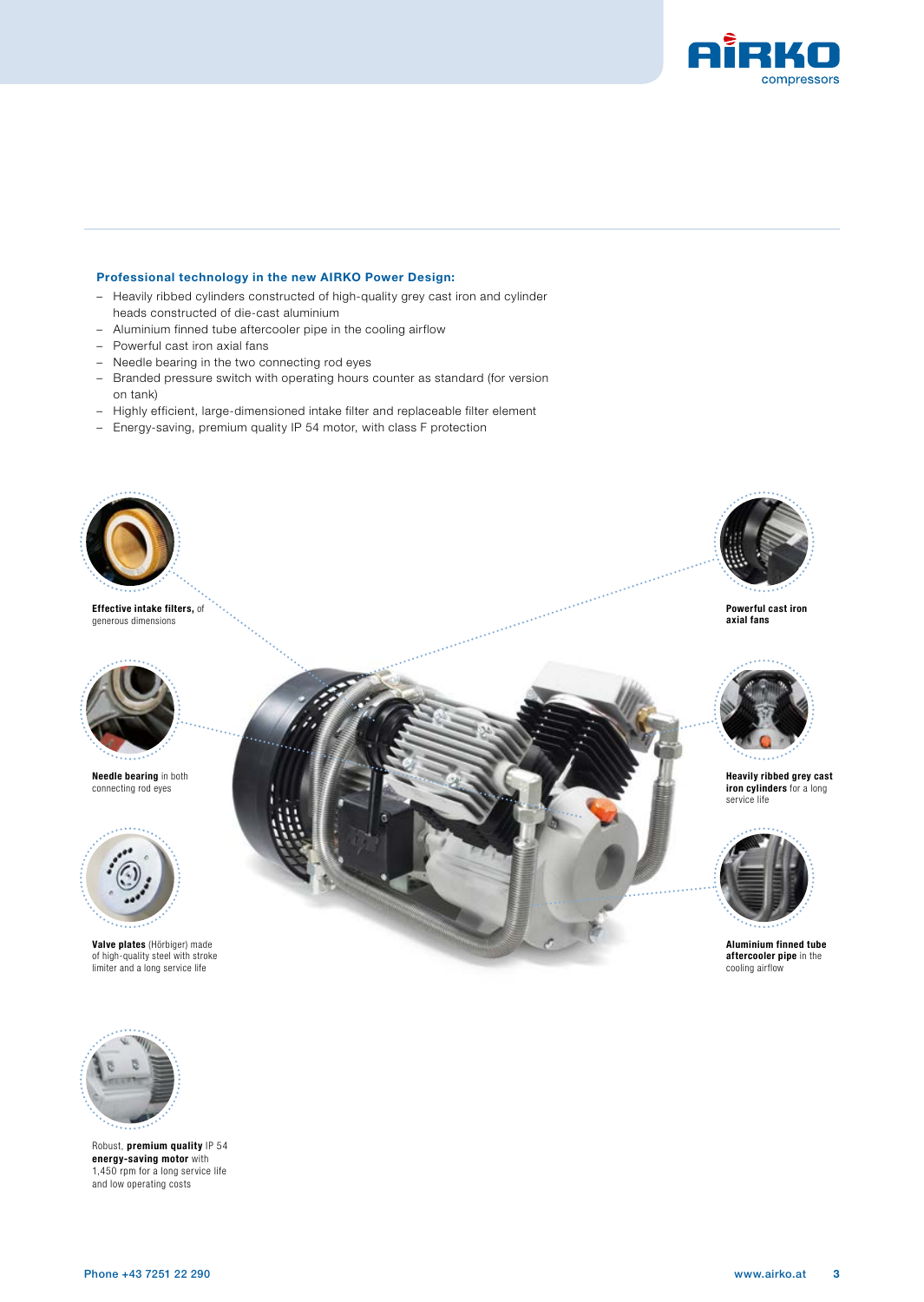## Professional technology in the new AIRKO Power Design:

- Heavily ribbed cylinders constructed of high-quality grey cast iron and cylinder heads constructed of die-cast aluminium
- Aluminium finned tube aftercooler pipe in the cooling airflow
- Powerful cast iron axial fans
- Needle bearing in the two connecting rod eyes
- Branded pressure switch with operating hours counter as standard (for version on tank)
- Highly efficient, large-dimensioned intake filter and replaceable filter element
- Energy-saving, premium quality IP 54 motor, with class F protection

**Effective intake filters,** of generous dimensions

**Powerful cast iron axial fans**

**Needle bearing** in both connecting rod eyes

**Heavily ribbed grey cast iron cylinders** for a long service life

**Valve plates** (Hörbiger) made of high-quality steel with stroke limiter and a long service life

**Aluminium finned tube aftercooler pipe** in the cooling airflow

Robust, **premium quality** IP 54 **energy-saving motor** with 1,450 rpm for a long service life and low operating costs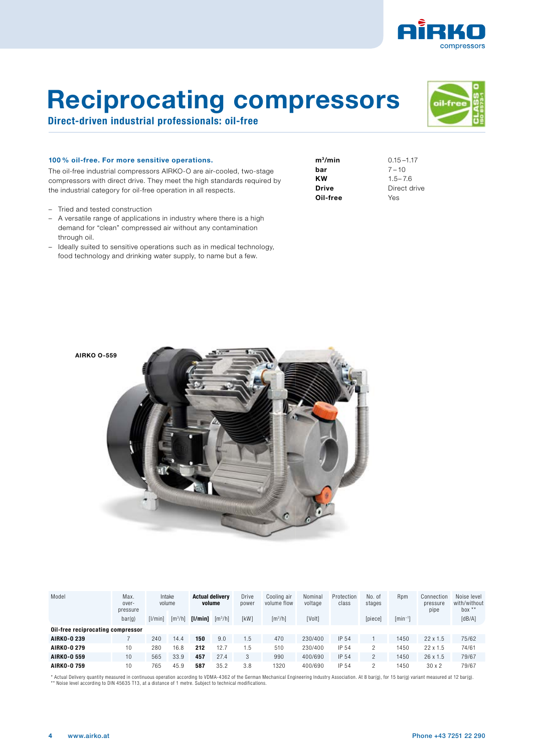# Reciprocating compressors

**Direct-driven industrial professionals: oil-free**

**100 % oil-free. For more sensitive operations.**

The oil-free industrial compressors AIRKO-O are air-cooled, two-stage compressors with direct drive. They meet the high standards required by the industrial category for oil-free operation in all respects.

- Tried and tested construction
- A versatile range of applications in industry where there is a high demand for "clean" compressed air without any contamination through oil.
- Ideally suited to sensitive operations such as in medical technology, food technology and drinking water supply, to name but a few.

| | |
|---|---|
| **$m^3$/min** | 0.15 – 1.17 |
| **bar** | 7 – 10 |
| **KW** | 1.5 – 7.6 |
| **Drive** | Direct drive |
| **Oil-free** | Yes |

**AIRKO O-559**

| Model | Max. over-pressure | Intake volume | | **Actual delivery volume** | | Drive power | Cooling air volume flow | Nominal voltage | Protection class | No. of stages | Rpm | Connection pressure pipe | Noise level with/without box ** |
|---|---|---|---|---|---|---|---|---|---|---|---|---|---|
| | bar(g) | [l/min] | [$m^3$/h] | **[l/min]** | [$m^3$/h] | [kW] | [$m^3$/h] | [Volt] | | [piece] | [$min^{-1}$] | | [dB/A] |
| **Oil-free reciprocating compressor** | | | | | | | | | | | | | |
| **AIRKO-O 239** | 7 | 240 | 14.4 | **150** | 9.0 | 1.5 | 470 | 230/400 | IP 54 | 1 | 1450 | 22 x 1.5 | 75/62 |
| **AIRKO-O 279** | 10 | 280 | 16.8 | **212** | 12.7 | 1.5 | 510 | 230/400 | IP 54 | 2 | 1450 | 22 x 1.5 | 74/61 |
| **AIRKO-O 559** | 10 | 565 | 33.9 | **457** | 27.4 | 3 | 990 | 400/690 | IP 54 | 2 | 1450 | 26 x 1.5 | 79/67 |
| **AIRKO-O 759** | 10 | 765 | 45.9 | **587** | 35.2 | 3.8 | 1320 | 400/690 | IP 54 | 2 | 1450 | 30 x 2 | 79/67 |

* Actual Delivery quantity measured in continuous operation according to VDMA-4362 of the German Mechanical Engineering Industry Association. At 8 bar(g), for 15 bar(g) variant measured at 12 bar(g).
** Noise level according to DIN 45635 T13, at a distance of 1 metre. Subject to technical modifications.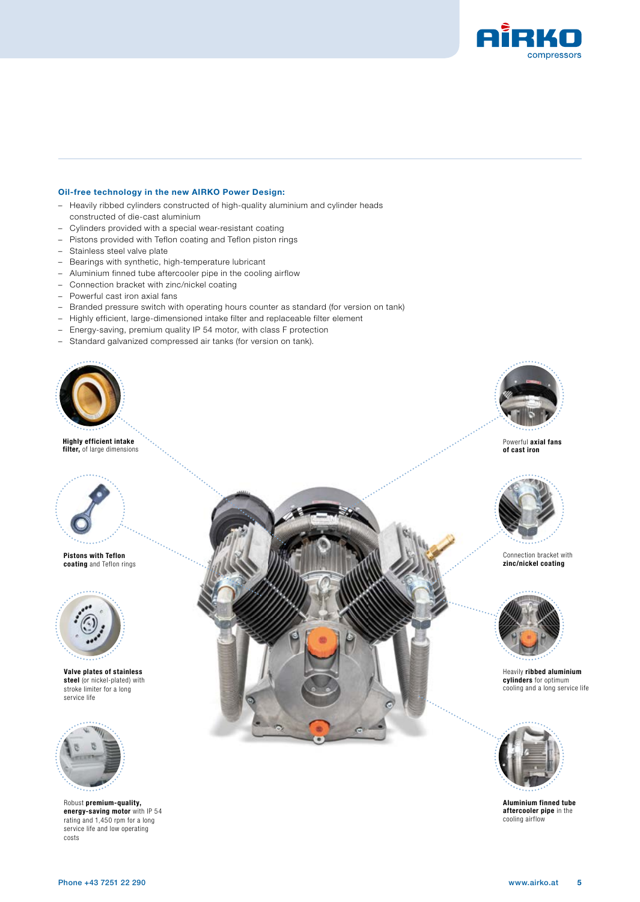### Oil-free technology in the new AIRKO Power Design:

- Heavily ribbed cylinders constructed of high-quality aluminium and cylinder heads constructed of die-cast aluminium
- Cylinders provided with a special wear-resistant coating
- Pistons provided with Teflon coating and Teflon piston rings
- Stainless steel valve plate
- Bearings with synthetic, high-temperature lubricant
- Aluminium finned tube aftercooler pipe in the cooling airflow
- Connection bracket with zinc/nickel coating
- Powerful cast iron axial fans
- Branded pressure switch with operating hours counter as standard (for version on tank)
- Highly efficient, large-dimensioned intake filter and replaceable filter element
- Energy-saving, premium quality IP 54 motor, with class F protection
- Standard galvanized compressed air tanks (for version on tank).

**Highly efficient intake filter,** of large dimensions

**Pistons with Teflon coating** and Teflon rings

**Valve plates of stainless steel** (or nickel-plated) with stroke limiter for a long service life

Robust **premium-quality, energy-saving motor** with IP 54 rating and 1,450 rpm for a long service life and low operating costs

Powerful **axial fans of cast iron**

Connection bracket with **zinc/nickel coating**

Heavily **ribbed aluminium cylinders** for optimum cooling and a long service life

**Aluminium finned tube aftercooler pipe** in the cooling airflow

Phone +43 7251 22 290

www.airko.at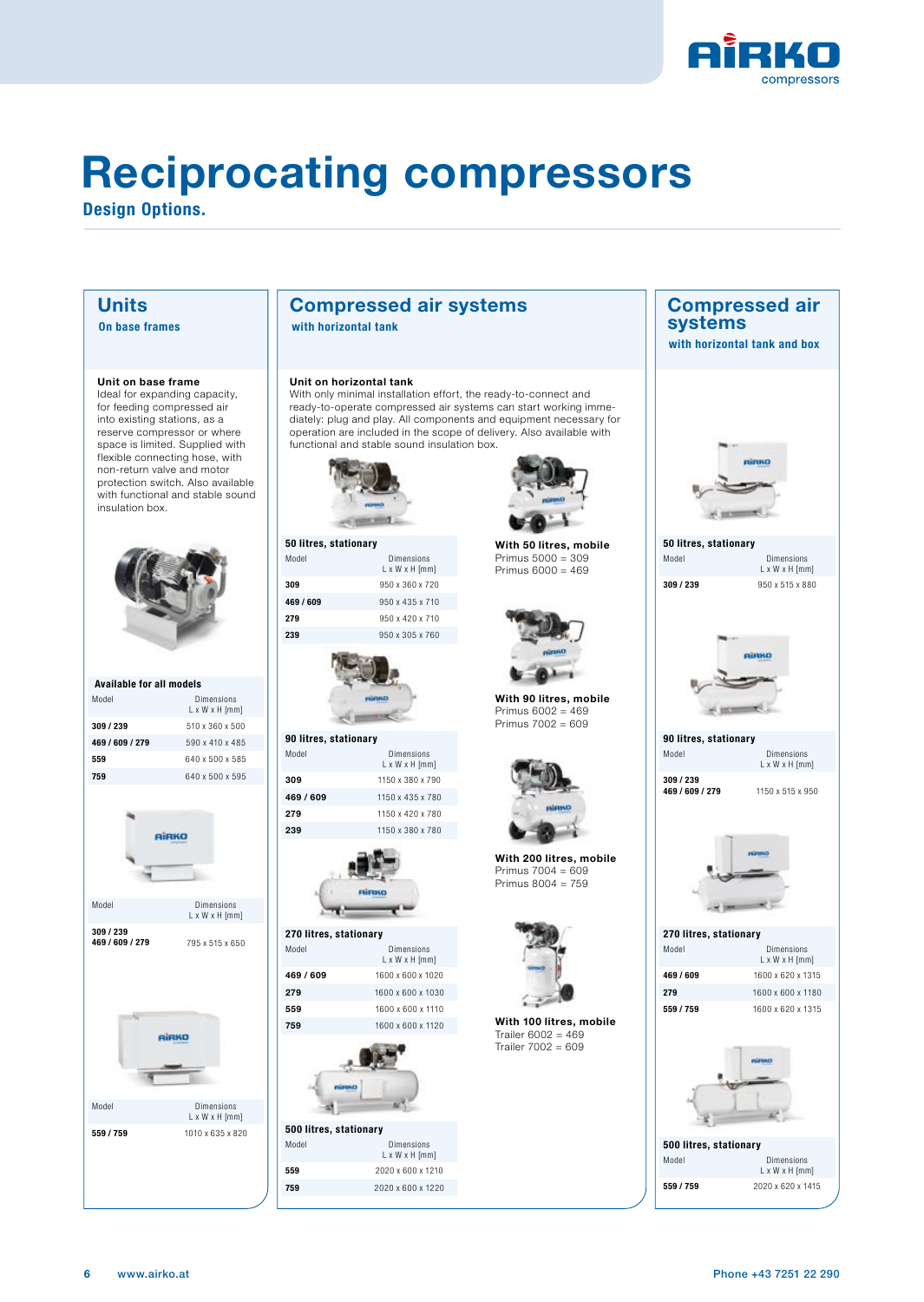# Reciprocating compressors

**Design Options.**

## Units

**On base frames**

**Unit on base frame**
Ideal for expanding capacity, for feeding compressed air into existing stations, as a reserve compressor or where space is limited. Supplied with flexible connecting hose, with non-return valve and motor protection switch. Also available with functional and stable sound insulation box.

**Available for all models**

| Model | Dimensions L x W x H [mm] |
|---|---|
| **309 / 239** | 510 x 360 x 500 |
| **469 / 609 / 279** | 590 x 410 x 485 |
| **559** | 640 x 500 x 585 |
| **759** | 640 x 500 x 595 |

| Model | Dimensions L x W x H [mm] |
|---|---|
| **309 / 239** **469 / 609 / 279** | 795 x 515 x 650 |

| Model | Dimensions L x W x H [mm] |
|---|---|
| **559 / 759** | 1010 x 635 x 820 |

## Compressed air systems

**with horizontal tank**

**Unit on horizontal tank**
With only minimal installation effort, the ready-to-connect and ready-to-operate compressed air systems can start working immediately: plug and play. All components and equipment necessary for operation are included in the scope of delivery. Also available with functional and stable sound insulation box.

**50 litres, stationary**

| Model | Dimensions L x W x H [mm] |
|---|---|
| **309** | 950 x 360 x 720 |
| **469 / 609** | 950 x 435 x 710 |
| **279** | 950 x 420 x 710 |
| **239** | 950 x 305 x 760 |

**90 litres, stationary**

| Model | Dimensions L x W x H [mm] |
|---|---|
| **309** | 1150 x 380 x 790 |
| **469 / 609** | 1150 x 435 x 780 |
| **279** | 1150 x 420 x 780 |
| **239** | 1150 x 380 x 780 |

**270 litres, stationary**

| Model | Dimensions L x W x H [mm] |
|---|---|
| **469 / 609** | 1600 x 600 x 1020 |
| **279** | 1600 x 600 x 1030 |
| **559** | 1600 x 600 x 1110 |
| **759** | 1600 x 600 x 1120 |

**500 litres, stationary**

| Model | Dimensions L x W x H [mm] |
|---|---|
| **559** | 2020 x 600 x 1210 |
| **759** | 2020 x 600 x 1220 |

**With 50 litres, mobile**
Primus 5000 = 309
Primus 6000 = 469

**With 90 litres, mobile**
Primus 6002 = 469
Primus 7002 = 609

**With 200 litres, mobile**
Primus 7004 = 609
Primus 8004 = 759

**With 100 litres, mobile**
Trailer 6002 = 469
Trailer 7002 = 609

## Compressed air systems

**with horizontal tank and box**

**50 litres, stationary**

| Model | Dimensions L x W x H [mm] |
|---|---|
| **309 / 239** | 950 x 515 x 880 |

**90 litres, stationary**

| Model | Dimensions L x W x H [mm] |
|---|---|
| **309 / 239** **469 / 609 / 279** | 1150 x 515 x 950 |

**270 litres, stationary**

| Model | Dimensions L x W x H [mm] |
|---|---|
| **469 / 609** | 1600 x 620 x 1315 |
| **279** | 1600 x 600 x 1180 |
| **559 / 759** | 1600 x 620 x 1315 |

**500 litres, stationary**

| Model | Dimensions L x W x H [mm] |
|---|---|
| **559 / 759** | 2020 x 620 x 1415 |

www.airko.at Phone +43 7251 22 290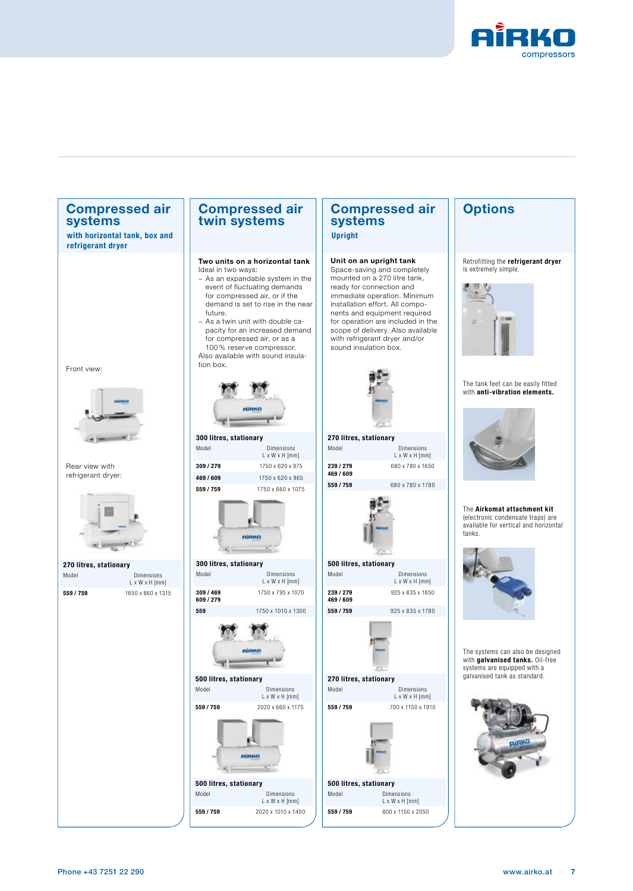## Compressed air systems

### with horizontal tank, box and refrigerant dryer

Front view:

Rear view with refrigerant dryer:

**270 litres, stationary**

| Model | Dimensions L x W x H [mm] |
|---|---|
| **559 / 759** | 1650 x 860 x 1315 |

## Compressed air twin systems

**Two units on a horizontal tank**
Ideal in two ways:
- As an expandable system in the event of fluctuating demands for compressed air, or if the demand is set to rise in the near future.
- As a twin unit with double capacity for an increased demand for compressed air, or as a 100 % reserve compressor.

Also available with sound insulation box.

**300 litres, stationary**

| Model | Dimensions L x W x H [mm] |
|---|---|
| **309 / 279** | 1750 x 620 x 975 |
| **469 / 609** | 1750 x 620 x 965 |
| **559 / 759** | 1750 x 660 x 1075 |

**300 litres, stationary**

| Model | Dimensions L x W x H [mm] |
|---|---|
| **309 / 469 609 / 279** | 1750 x 795 x 1070 |
| **559** | 1750 x 1010 x 1300 |

**500 litres, stationary**

| Model | Dimensions L x W x H [mm] |
|---|---|
| **559 / 759** | 2020 x 660 x 1175 |

**500 litres, stationary**

| Model | Dimensions L x W x H [mm] |
|---|---|
| **559 / 759** | 2020 x 1010 x 1400 |

## Compressed air systems

### Upright

**Unit on an upright tank**
Space-saving and completely mounted on a 270 litre tank, ready for connection and immediate operation. Minimum installation effort. All components and equipment required for operation are included in the scope of delivery. Also available with refrigerant dryer and/or sound insulation box.

**270 litres, stationary**

| Model | Dimensions L x W x H [mm] |
|---|---|
| **239 / 279 469 / 609** | 680 x 780 x 1650 |
| **559 / 759** | 680 x 780 x 1780 |

**500 litres, stationary**

| Model | Dimensions L x W x H [mm] |
|---|---|
| **239 / 279 469 / 609** | 925 x 835 x 1650 |
| **559 / 759** | 925 x 835 x 1780 |

**270 litres, stationary**

| Model | Dimensions L x W x H [mm] |
|---|---|
| **559 / 759** | 700 x 1150 x 1910 |

**500 litres, stationary**

| Model | Dimensions L x W x H [mm] |
|---|---|
| **559 / 759** | 800 x 1150 x 2050 |

## Options

Retrofitting the **refrigerant dryer** is extremely simple.

The tank feet can be easily fitted with **anti-vibration elements.**

The **Airkomat attachment kit** (electronic condensate traps) are available for vertical and horizontal tanks.

The systems can also be designed with **galvanised tanks.** Oil-free systems are equipped with a galvanised tank as standard.

Phone +43 7251 22 290 www.airko.at